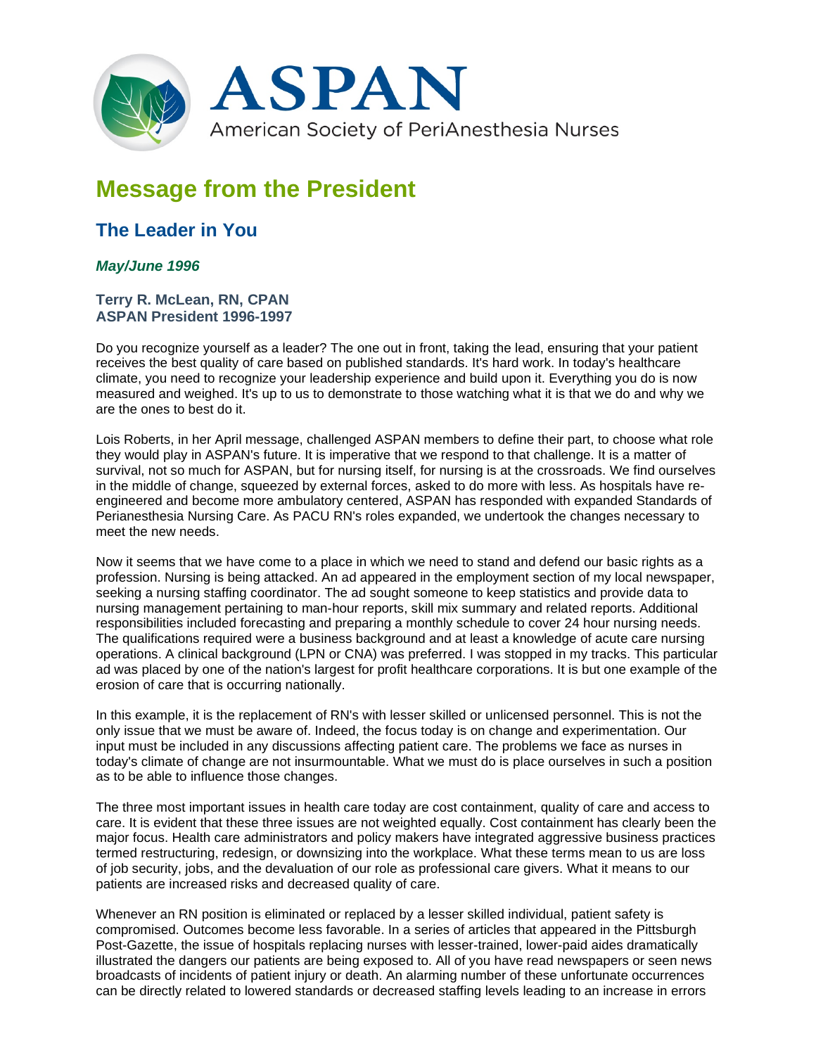ASPAN

American Society of PeriAnesthesia Nurses

# Message from the President

## The Leader in You

***May/June 1996***

**Terry R. McLean, RN, CPAN**
**ASPAN President 1996-1997**

Do you recognize yourself as a leader? The one out in front, taking the lead, ensuring that your patient receives the best quality of care based on published standards. It's hard work. In today's healthcare climate, you need to recognize your leadership experience and build upon it. Everything you do is now measured and weighed. It's up to us to demonstrate to those watching what it is that we do and why we are the ones to best do it.

Lois Roberts, in her April message, challenged ASPAN members to define their part, to choose what role they would play in ASPAN's future. It is imperative that we respond to that challenge. It is a matter of survival, not so much for ASPAN, but for nursing itself, for nursing is at the crossroads. We find ourselves in the middle of change, squeezed by external forces, asked to do more with less. As hospitals have re-engineered and become more ambulatory centered, ASPAN has responded with expanded Standards of Perianesthesia Nursing Care. As PACU RN's roles expanded, we undertook the changes necessary to meet the new needs.

Now it seems that we have come to a place in which we need to stand and defend our basic rights as a profession. Nursing is being attacked. An ad appeared in the employment section of my local newspaper, seeking a nursing staffing coordinator. The ad sought someone to keep statistics and provide data to nursing management pertaining to man-hour reports, skill mix summary and related reports. Additional responsibilities included forecasting and preparing a monthly schedule to cover 24 hour nursing needs. The qualifications required were a business background and at least a knowledge of acute care nursing operations. A clinical background (LPN or CNA) was preferred. I was stopped in my tracks. This particular ad was placed by one of the nation's largest for profit healthcare corporations. It is but one example of the erosion of care that is occurring nationally.

In this example, it is the replacement of RN's with lesser skilled or unlicensed personnel. This is not the only issue that we must be aware of. Indeed, the focus today is on change and experimentation. Our input must be included in any discussions affecting patient care. The problems we face as nurses in today's climate of change are not insurmountable. What we must do is place ourselves in such a position as to be able to influence those changes.

The three most important issues in health care today are cost containment, quality of care and access to care. It is evident that these three issues are not weighted equally. Cost containment has clearly been the major focus. Health care administrators and policy makers have integrated aggressive business practices termed restructuring, redesign, or downsizing into the workplace. What these terms mean to us are loss of job security, jobs, and the devaluation of our role as professional care givers. What it means to our patients are increased risks and decreased quality of care.

Whenever an RN position is eliminated or replaced by a lesser skilled individual, patient safety is compromised. Outcomes become less favorable. In a series of articles that appeared in the Pittsburgh Post-Gazette, the issue of hospitals replacing nurses with lesser-trained, lower-paid aides dramatically illustrated the dangers our patients are being exposed to. All of you have read newspapers or seen news broadcasts of incidents of patient injury or death. An alarming number of these unfortunate occurrences can be directly related to lowered standards or decreased staffing levels leading to an increase in errors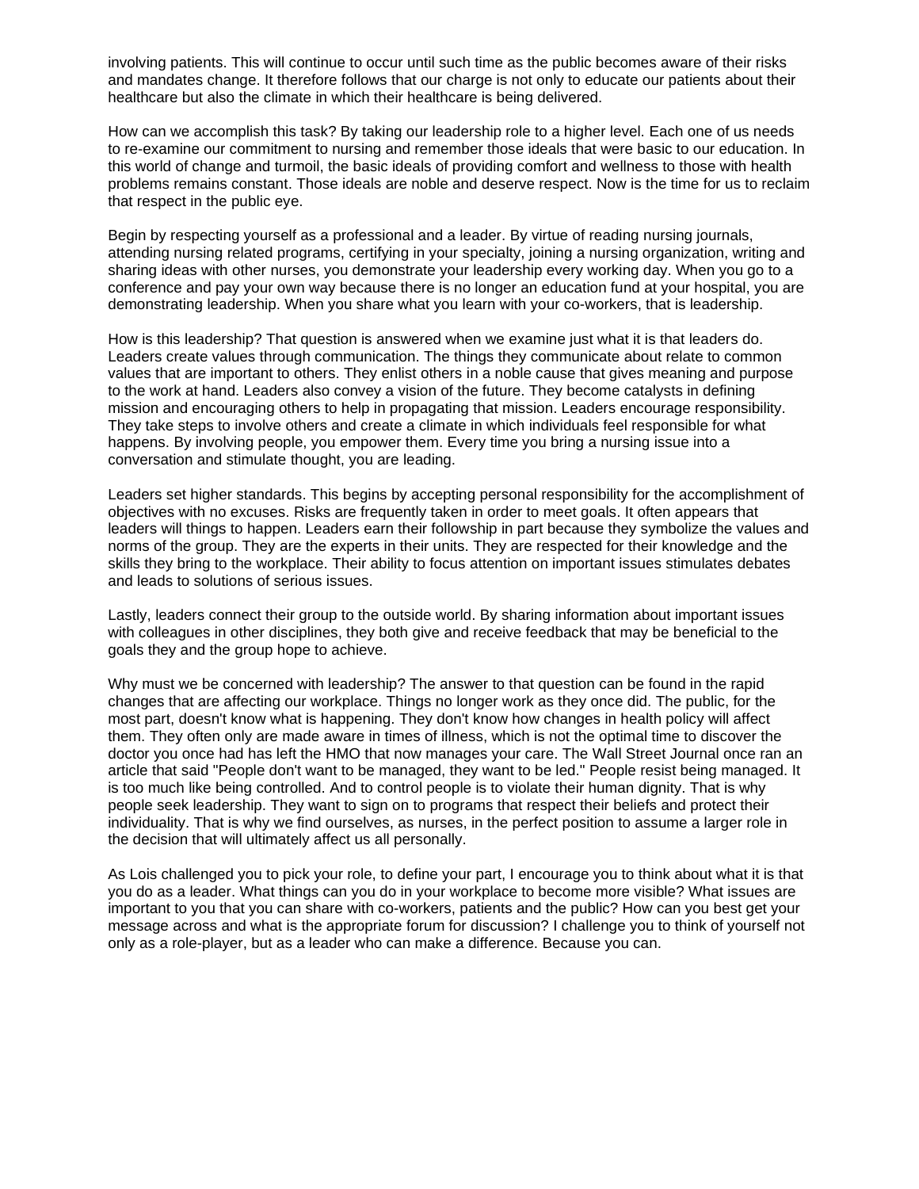involving patients. This will continue to occur until such time as the public becomes aware of their risks and mandates change. It therefore follows that our charge is not only to educate our patients about their healthcare but also the climate in which their healthcare is being delivered.

How can we accomplish this task? By taking our leadership role to a higher level. Each one of us needs to re-examine our commitment to nursing and remember those ideals that were basic to our education. In this world of change and turmoil, the basic ideals of providing comfort and wellness to those with health problems remains constant. Those ideals are noble and deserve respect. Now is the time for us to reclaim that respect in the public eye.

Begin by respecting yourself as a professional and a leader. By virtue of reading nursing journals, attending nursing related programs, certifying in your specialty, joining a nursing organization, writing and sharing ideas with other nurses, you demonstrate your leadership every working day. When you go to a conference and pay your own way because there is no longer an education fund at your hospital, you are demonstrating leadership. When you share what you learn with your co-workers, that is leadership.

How is this leadership? That question is answered when we examine just what it is that leaders do. Leaders create values through communication. The things they communicate about relate to common values that are important to others. They enlist others in a noble cause that gives meaning and purpose to the work at hand. Leaders also convey a vision of the future. They become catalysts in defining mission and encouraging others to help in propagating that mission. Leaders encourage responsibility. They take steps to involve others and create a climate in which individuals feel responsible for what happens. By involving people, you empower them. Every time you bring a nursing issue into a conversation and stimulate thought, you are leading.

Leaders set higher standards. This begins by accepting personal responsibility for the accomplishment of objectives with no excuses. Risks are frequently taken in order to meet goals. It often appears that leaders will things to happen. Leaders earn their followship in part because they symbolize the values and norms of the group. They are the experts in their units. They are respected for their knowledge and the skills they bring to the workplace. Their ability to focus attention on important issues stimulates debates and leads to solutions of serious issues.

Lastly, leaders connect their group to the outside world. By sharing information about important issues with colleagues in other disciplines, they both give and receive feedback that may be beneficial to the goals they and the group hope to achieve.

Why must we be concerned with leadership? The answer to that question can be found in the rapid changes that are affecting our workplace. Things no longer work as they once did. The public, for the most part, doesn't know what is happening. They don't know how changes in health policy will affect them. They often only are made aware in times of illness, which is not the optimal time to discover the doctor you once had has left the HMO that now manages your care. The Wall Street Journal once ran an article that said "People don't want to be managed, they want to be led." People resist being managed. It is too much like being controlled. And to control people is to violate their human dignity. That is why people seek leadership. They want to sign on to programs that respect their beliefs and protect their individuality. That is why we find ourselves, as nurses, in the perfect position to assume a larger role in the decision that will ultimately affect us all personally.

As Lois challenged you to pick your role, to define your part, I encourage you to think about what it is that you do as a leader. What things can you do in your workplace to become more visible? What issues are important to you that you can share with co-workers, patients and the public? How can you best get your message across and what is the appropriate forum for discussion? I challenge you to think of yourself not only as a role-player, but as a leader who can make a difference. Because you can.